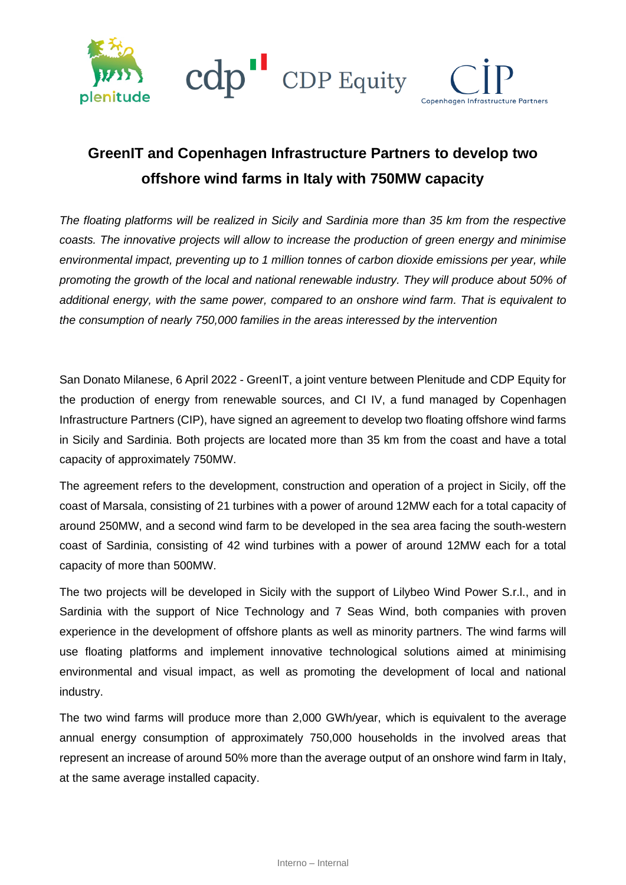# GreenIT and Copenhagen Infrastructure Partners to develop two offshore wind farms in Italy with 750MW capacity

*The floating platforms will be realized in Sicily and Sardinia more than 35 km from the respective coasts. The innovative projects will allow to increase the production of green energy and minimise environmental impact, preventing up to 1 million tonnes of carbon dioxide emissions per year, while promoting the growth of the local and national renewable industry. They will produce about 50% of additional energy, with the same power, compared to an onshore wind farm. That is equivalent to the consumption of nearly 750,000 families in the areas interessed by the intervention*

San Donato Milanese, 6 April 2022 - GreenIT, a joint venture between Plenitude and CDP Equity for the production of energy from renewable sources, and CI IV, a fund managed by Copenhagen Infrastructure Partners (CIP), have signed an agreement to develop two floating offshore wind farms in Sicily and Sardinia. Both projects are located more than 35 km from the coast and have a total capacity of approximately 750MW.

The agreement refers to the development, construction and operation of a project in Sicily, off the coast of Marsala, consisting of 21 turbines with a power of around 12MW each for a total capacity of around 250MW, and a second wind farm to be developed in the sea area facing the south-western coast of Sardinia, consisting of 42 wind turbines with a power of around 12MW each for a total capacity of more than 500MW.

The two projects will be developed in Sicily with the support of Lilybeo Wind Power S.r.l., and in Sardinia with the support of Nice Technology and 7 Seas Wind, both companies with proven experience in the development of offshore plants as well as minority partners. The wind farms will use floating platforms and implement innovative technological solutions aimed at minimising environmental and visual impact, as well as promoting the development of local and national industry.

The two wind farms will produce more than 2,000 GWh/year, which is equivalent to the average annual energy consumption of approximately 750,000 households in the involved areas that represent an increase of around 50% more than the average output of an onshore wind farm in Italy, at the same average installed capacity.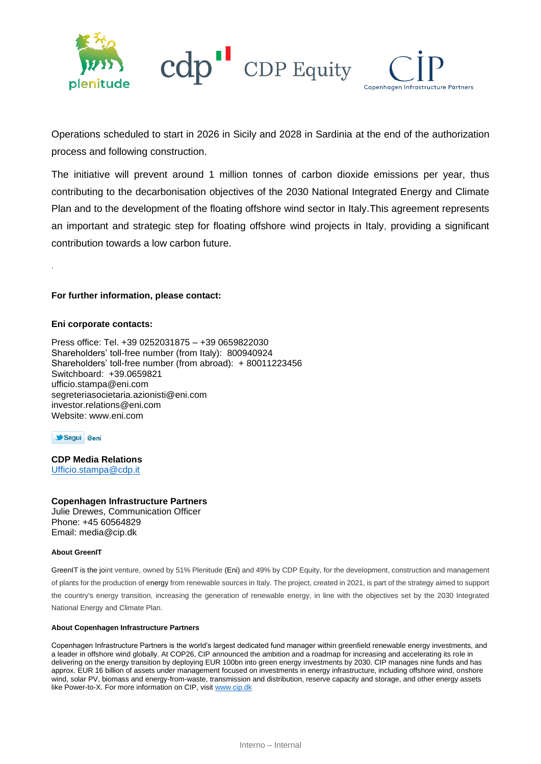Operations scheduled to start in 2026 in Sicily and 2028 in Sardinia at the end of the authorization process and following construction.

The initiative will prevent around 1 million tonnes of carbon dioxide emissions per year, thus contributing to the decarbonisation objectives of the 2030 National Integrated Energy and Climate Plan and to the development of the floating offshore wind sector in Italy.This agreement represents an important and strategic step for floating offshore wind projects in Italy, providing a significant contribution towards a low carbon future.

.

**For further information, please contact:**

**Eni corporate contacts:**

Press office: Tel. +39 0252031875 – +39 0659822030
Shareholders' toll-free number (from Italy): 800940924
Shareholders' toll-free number (from abroad): + 80011223456
Switchboard: +39.0659821
ufficio.stampa@eni.com
segreteriasocietaria.azionisti@eni.com
investor.relations@eni.com
Website: www.eni.com

Segui @eni

**CDP Media Relations**
Ufficio.stampa@cdp.it

**Copenhagen Infrastructure Partners**
Julie Drewes, Communication Officer
Phone: +45 60564829
Email: media@cip.dk

**About GreenIT**

GreenIT is the joint venture, owned by 51% Plenitude (Eni) and 49% by CDP Equity, for the development, construction and management of plants for the production of energy from renewable sources in Italy. The project, created in 2021, is part of the strategy aimed to support the country's energy transition, increasing the generation of renewable energy, in line with the objectives set by the 2030 Integrated National Energy and Climate Plan.

**About Copenhagen Infrastructure Partners**

Copenhagen Infrastructure Partners is the world's largest dedicated fund manager within greenfield renewable energy investments, and a leader in offshore wind globally. At COP26, CIP announced the ambition and a roadmap for increasing and accelerating its role in delivering on the energy transition by deploying EUR 100bn into green energy investments by 2030. CIP manages nine funds and has approx. EUR 16 billion of assets under management focused on investments in energy infrastructure, including offshore wind, onshore wind, solar PV, biomass and energy-from-waste, transmission and distribution, reserve capacity and storage, and other energy assets like Power-to-X. For more information on CIP, visit www.cip.dk